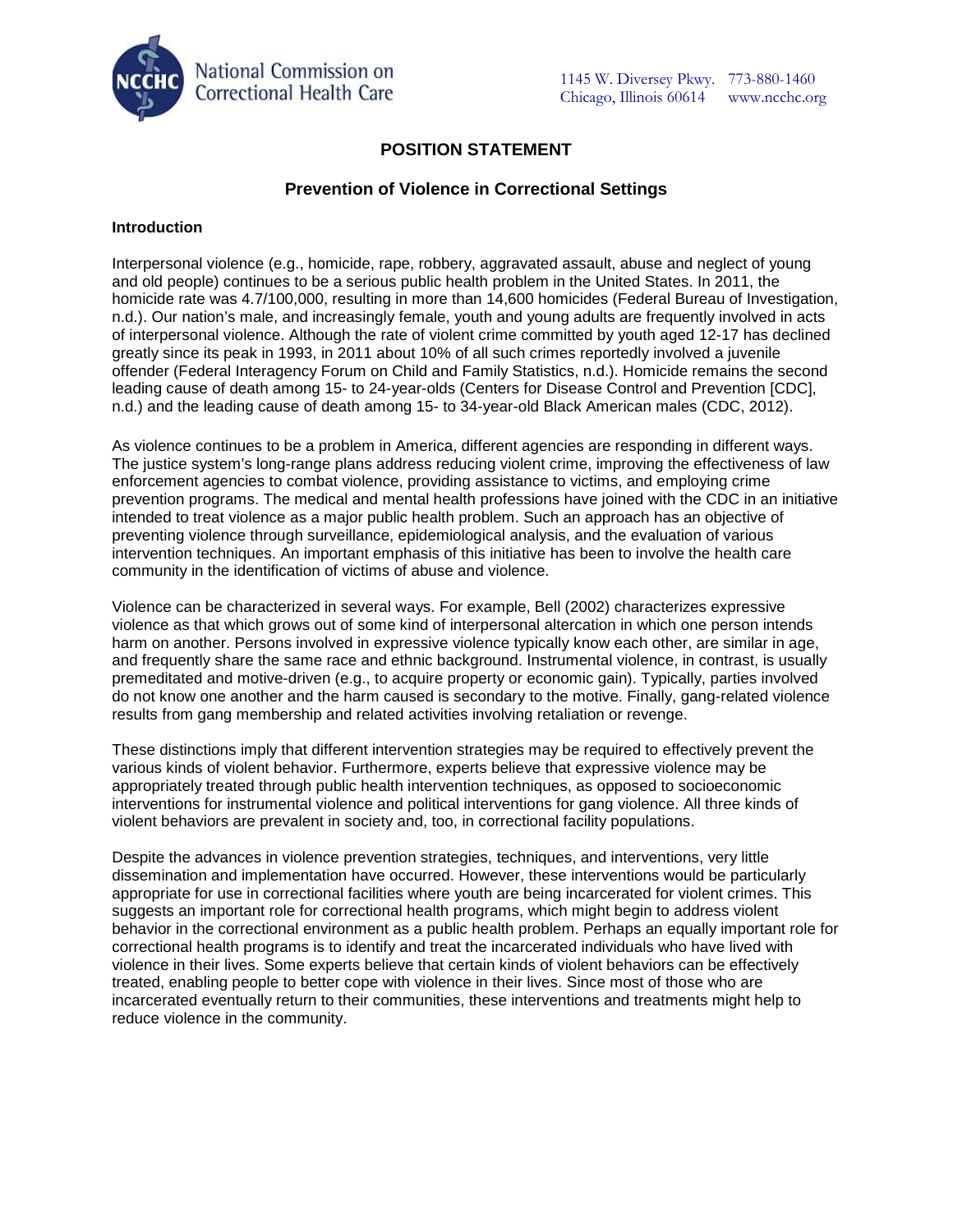National Commission on Correctional Health Care

1145 W. Diversey Pkwy. 773-880-1460
Chicago, Illinois 60614 www.ncchc.org

# POSITION STATEMENT

## Prevention of Violence in Correctional Settings

### Introduction

Interpersonal violence (e.g., homicide, rape, robbery, aggravated assault, abuse and neglect of young and old people) continues to be a serious public health problem in the United States. In 2011, the homicide rate was 4.7/100,000, resulting in more than 14,600 homicides (Federal Bureau of Investigation, n.d.). Our nation's male, and increasingly female, youth and young adults are frequently involved in acts of interpersonal violence. Although the rate of violent crime committed by youth aged 12-17 has declined greatly since its peak in 1993, in 2011 about 10% of all such crimes reportedly involved a juvenile offender (Federal Interagency Forum on Child and Family Statistics, n.d.). Homicide remains the second leading cause of death among 15- to 24-year-olds (Centers for Disease Control and Prevention [CDC], n.d.) and the leading cause of death among 15- to 34-year-old Black American males (CDC, 2012).

As violence continues to be a problem in America, different agencies are responding in different ways. The justice system's long-range plans address reducing violent crime, improving the effectiveness of law enforcement agencies to combat violence, providing assistance to victims, and employing crime prevention programs. The medical and mental health professions have joined with the CDC in an initiative intended to treat violence as a major public health problem. Such an approach has an objective of preventing violence through surveillance, epidemiological analysis, and the evaluation of various intervention techniques. An important emphasis of this initiative has been to involve the health care community in the identification of victims of abuse and violence.

Violence can be characterized in several ways. For example, Bell (2002) characterizes expressive violence as that which grows out of some kind of interpersonal altercation in which one person intends harm on another. Persons involved in expressive violence typically know each other, are similar in age, and frequently share the same race and ethnic background. Instrumental violence, in contrast, is usually premeditated and motive-driven (e.g., to acquire property or economic gain). Typically, parties involved do not know one another and the harm caused is secondary to the motive. Finally, gang-related violence results from gang membership and related activities involving retaliation or revenge.

These distinctions imply that different intervention strategies may be required to effectively prevent the various kinds of violent behavior. Furthermore, experts believe that expressive violence may be appropriately treated through public health intervention techniques, as opposed to socioeconomic interventions for instrumental violence and political interventions for gang violence. All three kinds of violent behaviors are prevalent in society and, too, in correctional facility populations.

Despite the advances in violence prevention strategies, techniques, and interventions, very little dissemination and implementation have occurred. However, these interventions would be particularly appropriate for use in correctional facilities where youth are being incarcerated for violent crimes. This suggests an important role for correctional health programs, which might begin to address violent behavior in the correctional environment as a public health problem. Perhaps an equally important role for correctional health programs is to identify and treat the incarcerated individuals who have lived with violence in their lives. Some experts believe that certain kinds of violent behaviors can be effectively treated, enabling people to better cope with violence in their lives. Since most of those who are incarcerated eventually return to their communities, these interventions and treatments might help to reduce violence in the community.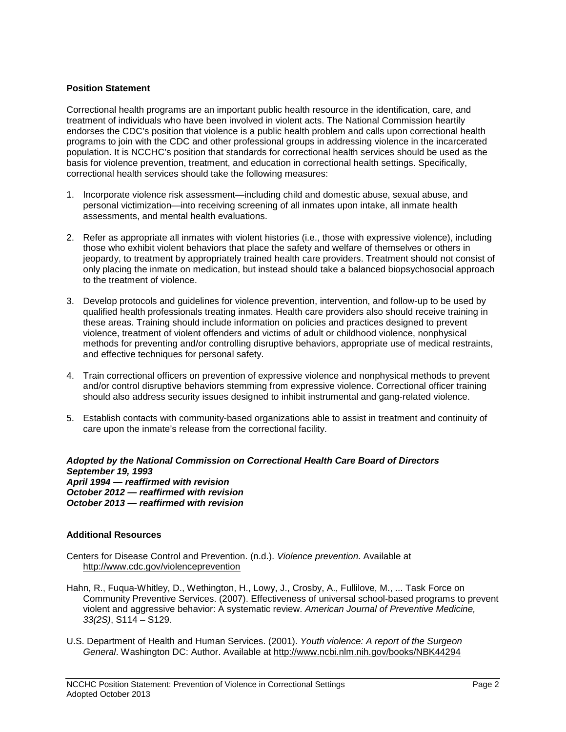## Position Statement

Correctional health programs are an important public health resource in the identification, care, and treatment of individuals who have been involved in violent acts. The National Commission heartily endorses the CDC's position that violence is a public health problem and calls upon correctional health programs to join with the CDC and other professional groups in addressing violence in the incarcerated population. It is NCCHC's position that standards for correctional health services should be used as the basis for violence prevention, treatment, and education in correctional health settings. Specifically, correctional health services should take the following measures:

1. Incorporate violence risk assessment—including child and domestic abuse, sexual abuse, and personal victimization—into receiving screening of all inmates upon intake, all inmate health assessments, and mental health evaluations.

2. Refer as appropriate all inmates with violent histories (i.e., those with expressive violence), including those who exhibit violent behaviors that place the safety and welfare of themselves or others in jeopardy, to treatment by appropriately trained health care providers. Treatment should not consist of only placing the inmate on medication, but instead should take a balanced biopsychosocial approach to the treatment of violence.

3. Develop protocols and guidelines for violence prevention, intervention, and follow-up to be used by qualified health professionals treating inmates. Health care providers also should receive training in these areas. Training should include information on policies and practices designed to prevent violence, treatment of violent offenders and victims of adult or childhood violence, nonphysical methods for preventing and/or controlling disruptive behaviors, appropriate use of medical restraints, and effective techniques for personal safety.

4. Train correctional officers on prevention of expressive violence and nonphysical methods to prevent and/or control disruptive behaviors stemming from expressive violence. Correctional officer training should also address security issues designed to inhibit instrumental and gang-related violence.

5. Establish contacts with community-based organizations able to assist in treatment and continuity of care upon the inmate's release from the correctional facility.

***Adopted by the National Commission on Correctional Health Care Board of Directors***
***September 19, 1993***
***April 1994 — reaffirmed with revision***
***October 2012 — reaffirmed with revision***
***October 2013 — reaffirmed with revision***

## Additional Resources

Centers for Disease Control and Prevention. (n.d.). *Violence prevention*. Available at http://www.cdc.gov/violenceprevention

Hahn, R., Fuqua-Whitley, D., Wethington, H., Lowy, J., Crosby, A., Fullilove, M., ... Task Force on Community Preventive Services. (2007). Effectiveness of universal school-based programs to prevent violent and aggressive behavior: A systematic review. *American Journal of Preventive Medicine, 33(2S)*, S114 – S129.

U.S. Department of Health and Human Services. (2001). *Youth violence: A report of the Surgeon General*. Washington DC: Author. Available at http://www.ncbi.nlm.nih.gov/books/NBK44294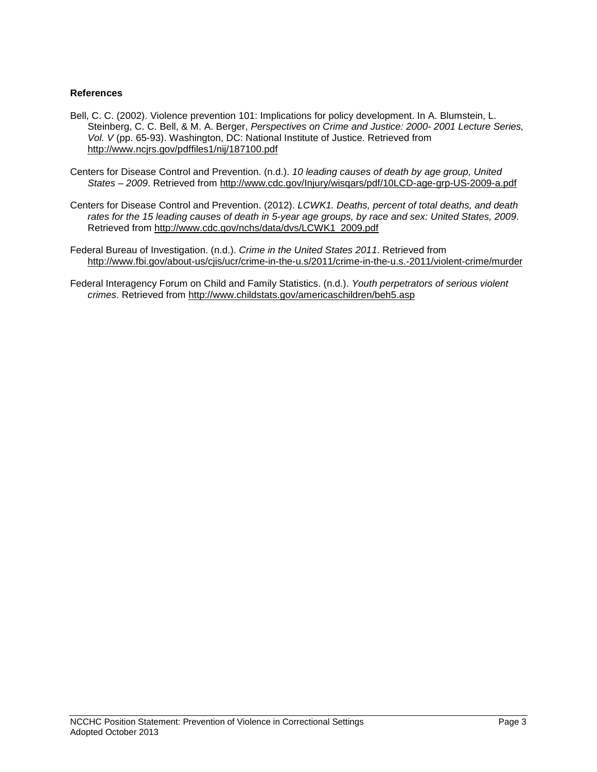**References**

Bell, C. C. (2002). Violence prevention 101: Implications for policy development. In A. Blumstein, L. Steinberg, C. C. Bell, & M. A. Berger, *Perspectives on Crime and Justice: 2000- 2001 Lecture Series, Vol. V* (pp. 65-93). Washington, DC: National Institute of Justice. Retrieved from http://www.ncjrs.gov/pdffiles1/nij/187100.pdf

Centers for Disease Control and Prevention. (n.d.). *10 leading causes of death by age group, United States – 2009*. Retrieved from http://www.cdc.gov/Injury/wisqars/pdf/10LCD-age-grp-US-2009-a.pdf

Centers for Disease Control and Prevention. (2012). *LCWK1. Deaths, percent of total deaths, and death rates for the 15 leading causes of death in 5-year age groups, by race and sex: United States, 2009*. Retrieved from http://www.cdc.gov/nchs/data/dvs/LCWK1_2009.pdf

Federal Bureau of Investigation. (n.d.). *Crime in the United States 2011*. Retrieved from http://www.fbi.gov/about-us/cjis/ucr/crime-in-the-u.s/2011/crime-in-the-u.s.-2011/violent-crime/murder

Federal Interagency Forum on Child and Family Statistics. (n.d.). *Youth perpetrators of serious violent crimes*. Retrieved from http://www.childstats.gov/americaschildren/beh5.asp